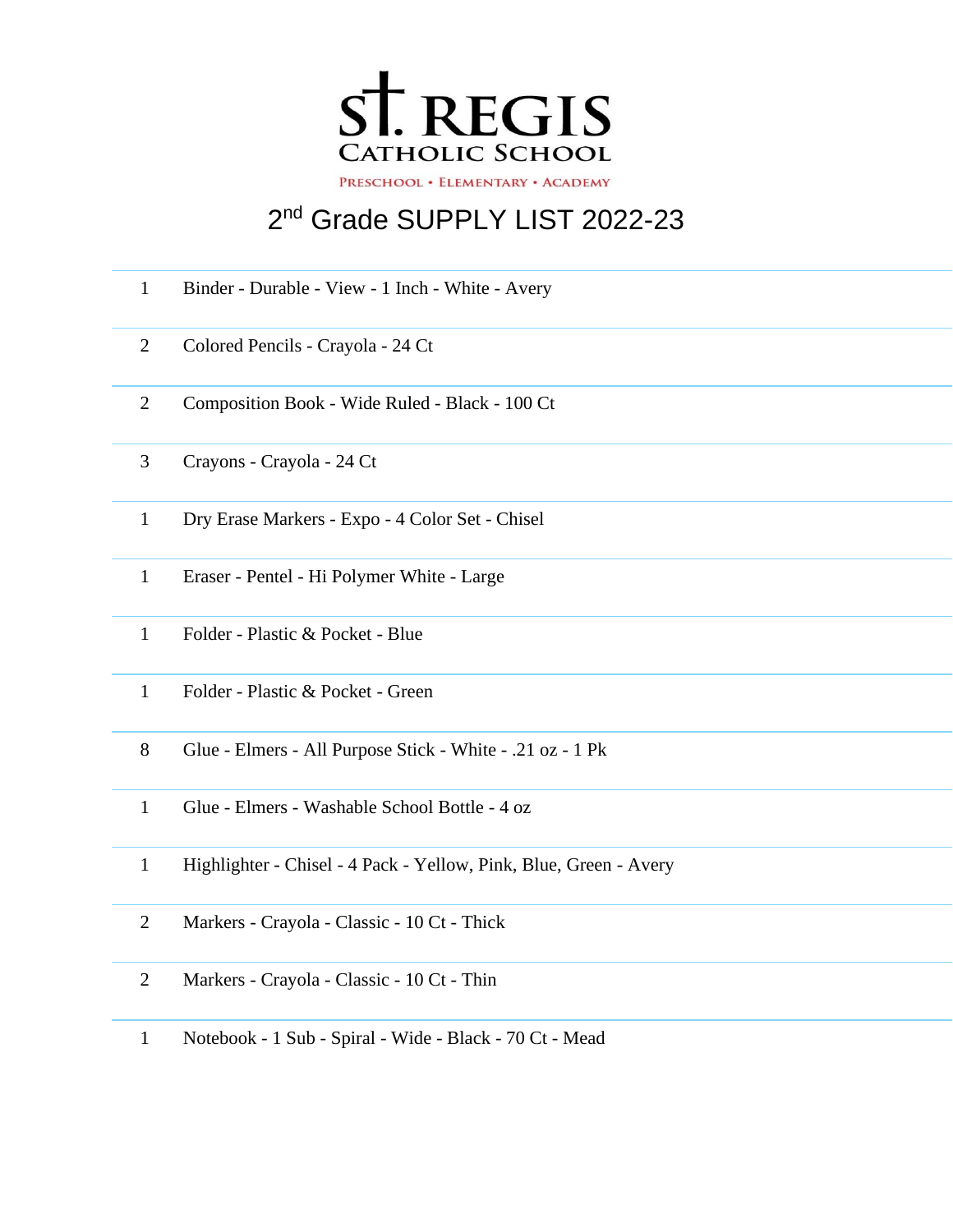# ST. REGIS
## CATHOLIC SCHOOL

PRESCHOOL • ELEMENTARY • ACADEMY

# 2nd Grade SUPPLY LIST 2022-23

| | |
|---|---|
| 1 | Binder - Durable - View - 1 Inch - White - Avery |
| 2 | Colored Pencils - Crayola - 24 Ct |
| 2 | Composition Book - Wide Ruled - Black - 100 Ct |
| 3 | Crayons - Crayola - 24 Ct |
| 1 | Dry Erase Markers - Expo - 4 Color Set - Chisel |
| 1 | Eraser - Pentel - Hi Polymer White - Large |
| 1 | Folder - Plastic & Pocket - Blue |
| 1 | Folder - Plastic & Pocket - Green |
| 8 | Glue - Elmers - All Purpose Stick - White - .21 oz - 1 Pk |
| 1 | Glue - Elmers - Washable School Bottle - 4 oz |
| 1 | Highlighter - Chisel - 4 Pack - Yellow, Pink, Blue, Green - Avery |
| 2 | Markers - Crayola - Classic - 10 Ct - Thick |
| 2 | Markers - Crayola - Classic - 10 Ct - Thin |
| 1 | Notebook - 1 Sub - Spiral - Wide - Black - 70 Ct - Mead |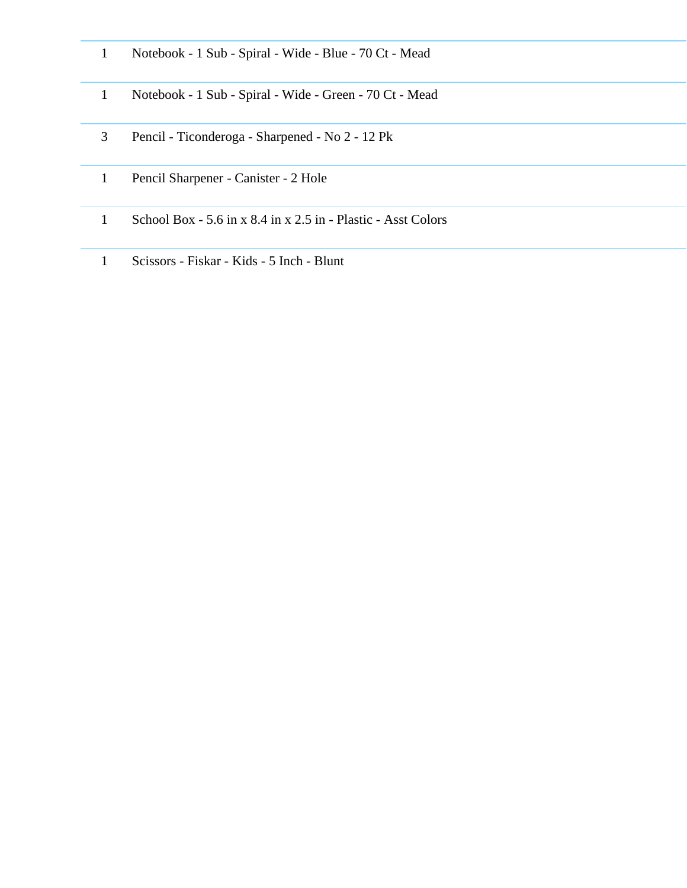| | |
|---|---|
| 1 | Notebook - 1 Sub - Spiral - Wide - Blue - 70 Ct - Mead |
| 1 | Notebook - 1 Sub - Spiral - Wide - Green - 70 Ct - Mead |
| 3 | Pencil - Ticonderoga - Sharpened - No 2 - 12 Pk |
| 1 | Pencil Sharpener - Canister - 2 Hole |
| 1 | School Box - 5.6 in x 8.4 in x 2.5 in - Plastic - Asst Colors |
| 1 | Scissors - Fiskar - Kids - 5 Inch - Blunt |